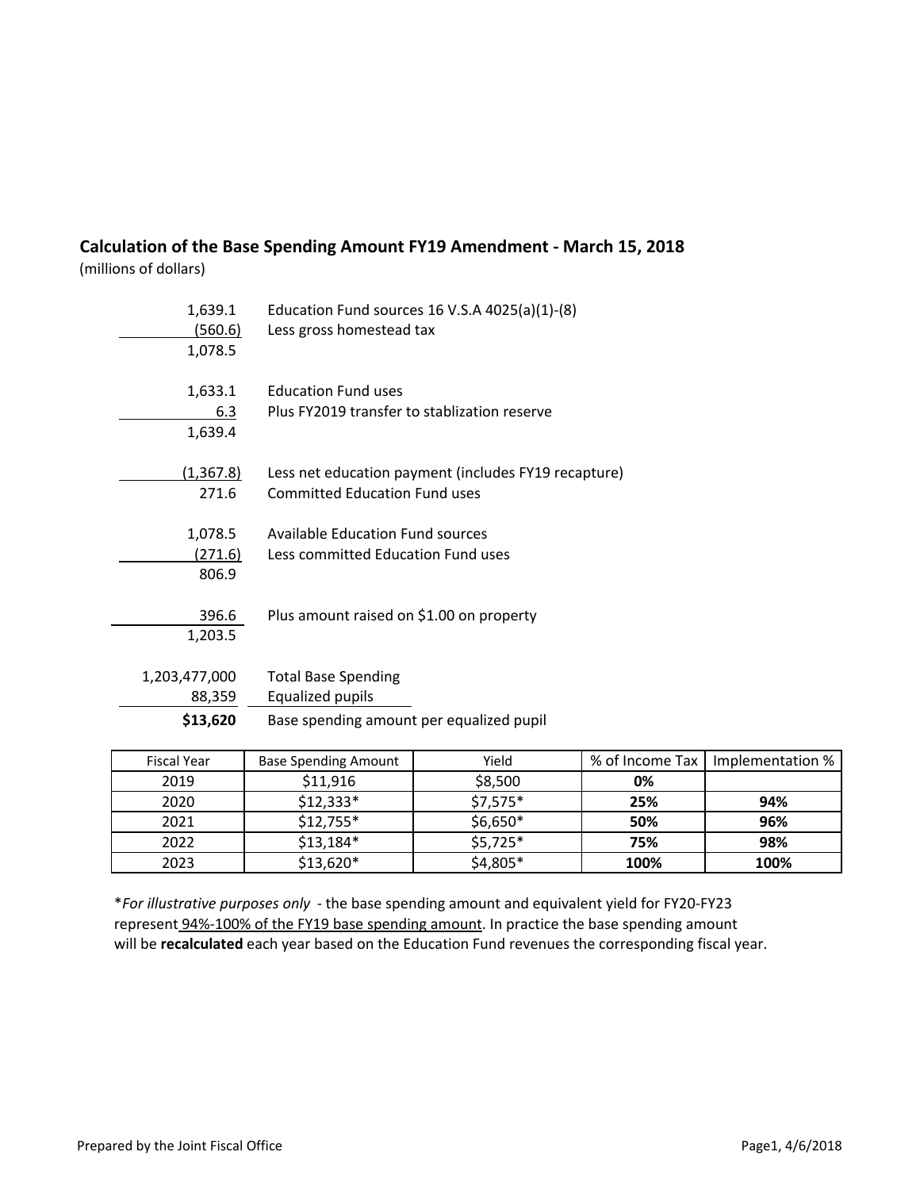## Calculation of the Base Spending Amount FY19 Amendment - March 15, 2018

(millions of dollars)

| | |
|---:|---|
| 1,639.1 | Education Fund sources 16 V.S.A 4025(a)(1)-(8) |
| (560.6) | Less gross homestead tax |
| 1,078.5 | |
| | |
| 1,633.1 | Education Fund uses |
| 6.3 | Plus FY2019 transfer to stablization reserve |
| 1,639.4 | |
| | |
| (1,367.8) | Less net education payment (includes FY19 recapture) |
| 271.6 | Committed Education Fund uses |
| | |
| 1,078.5 | Available Education Fund sources |
| (271.6) | Less committed Education Fund uses |
| 806.9 | |
| | |
| 396.6 | Plus amount raised on $1.00 on property |
| 1,203.5 | |
| | |
| 1,203,477,000 | Total Base Spending |
| 88,359 | Equalized pupils |
| **$13,620** | Base spending amount per equalized pupil |

| Fiscal Year | Base Spending Amount | Yield | % of Income Tax | Implementation % |
|---|---|---|---|---|
| 2019 | $11,916 | $8,500 | **0%** | |
| 2020 | $12,333* | $7,575* | **25%** | **94%** |
| 2021 | $12,755* | $6,650* | **50%** | **96%** |
| 2022 | $13,184* | $5,725* | **75%** | **98%** |
| 2023 | $13,620* | $4,805* | **100%** | **100%** |

\**For illustrative purposes only* - the base spending amount and equivalent yield for FY20-FY23 represent 94%-100% of the FY19 base spending amount. In practice the base spending amount will be **recalculated** each year based on the Education Fund revenues the corresponding fiscal year.

Prepared by the Joint Fiscal Office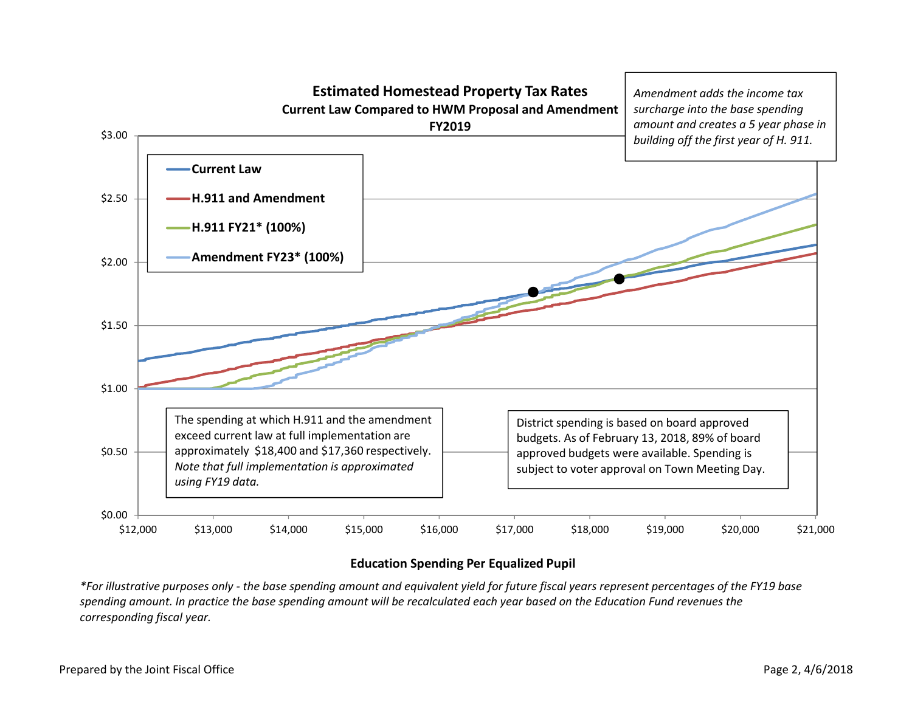## Estimated Homestead Property Tax Rates

### Current Law Compared to HWM Proposal and Amendment

### FY2019

*Amendment adds the income tax surcharge into the base spending amount and creates a 5 year phase in building off the first year of H. 911.*

Legend:
- Current Law
- H.911 and Amendment
- H.911 FY21* (100%)
- Amendment FY23* (100%)

Y-axis: $0.00, $0.50, $1.00, $1.50, $2.00, $2.50, $3.00

X-axis: $12,000, $13,000, $14,000, $15,000, $16,000, $17,000, $18,000, $19,000, $20,000, $21,000

The spending at which H.911 and the amendment exceed current law at full implementation are approximately $18,400 and $17,360 respectively. *Note that full implementation is approximated using FY19 data.*

District spending is based on board approved budgets. As of February 13, 2018, 89% of board approved budgets were available. Spending is subject to voter approval on Town Meeting Day.

**Education Spending Per Equalized Pupil**

*\*For illustrative purposes only - the base spending amount and equivalent yield for future fiscal years represent percentages of the FY19 base spending amount. In practice the base spending amount will be recalculated each year based on the Education Fund revenues the corresponding fiscal year.*

Prepared by the Joint Fiscal Office

Page 2, 4/6/2018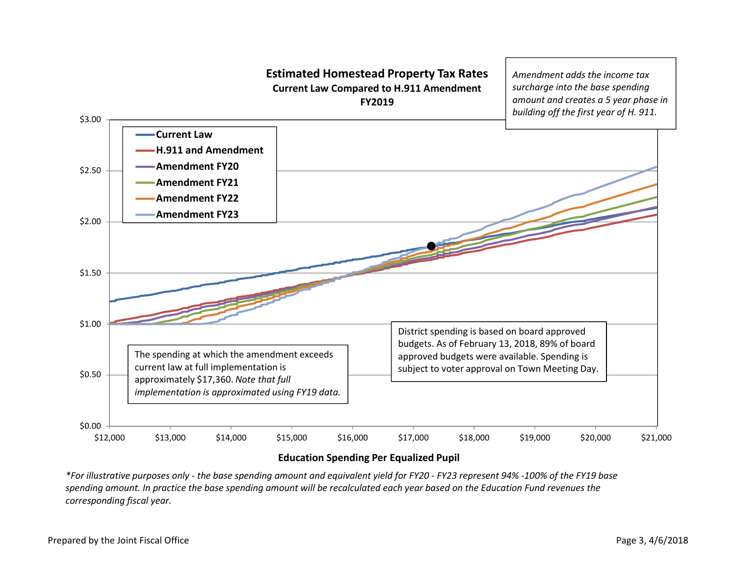**Estimated Homestead Property Tax Rates**

**Current Law Compared to H.911 Amendment**

**FY2019**

*Amendment adds the income tax surcharge into the base spending amount and creates a 5 year phase in building off the first year of H. 911.*

Current Law
H.911 and Amendment
Amendment FY20
Amendment FY21
Amendment FY22
Amendment FY23

$3.00
$2.50
$2.00
$1.50
$1.00
$0.50
$0.00

$12,000 $13,000 $14,000 $15,000 $16,000 $17,000 $18,000 $19,000 $20,000 $21,000

**Education Spending Per Equalized Pupil**

The spending at which the amendment exceeds current law at full implementation is approximately $17,360. *Note that full implementation is approximated using FY19 data.*

District spending is based on board approved budgets. As of February 13, 2018, 89% of board approved budgets were available. Spending is subject to voter approval on Town Meeting Day.

*\*For illustrative purposes only - the base spending amount and equivalent yield for FY20 - FY23 represent 94% -100% of the FY19 base spending amount. In practice the base spending amount will be recalculated each year based on the Education Fund revenues the corresponding fiscal year.*

Prepared by the Joint Fiscal Office